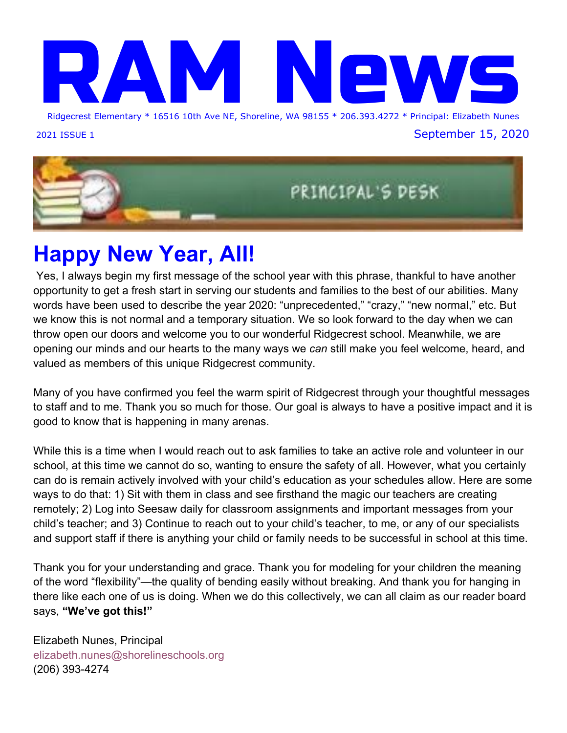# RAM News

Ridgecrest Elementary * 16516 10th Ave NE, Shoreline, WA 98155 * 206.393.4272 * Principal: Elizabeth Nunes

2021 ISSUE 1

September 15, 2020

## PRINCIPAL'S DESK

## Happy New Year, All!

Yes, I always begin my first message of the school year with this phrase, thankful to have another opportunity to get a fresh start in serving our students and families to the best of our abilities. Many words have been used to describe the year 2020: "unprecedented," "crazy," "new normal," etc. But we know this is not normal and a temporary situation. We so look forward to the day when we can throw open our doors and welcome you to our wonderful Ridgecrest school. Meanwhile, we are opening our minds and our hearts to the many ways we *can* still make you feel welcome, heard, and valued as members of this unique Ridgecrest community.

Many of you have confirmed you feel the warm spirit of Ridgecrest through your thoughtful messages to staff and to me. Thank you so much for those. Our goal is always to have a positive impact and it is good to know that is happening in many arenas.

While this is a time when I would reach out to ask families to take an active role and volunteer in our school, at this time we cannot do so, wanting to ensure the safety of all. However, what you certainly can do is remain actively involved with your child's education as your schedules allow. Here are some ways to do that: 1) Sit with them in class and see firsthand the magic our teachers are creating remotely; 2) Log into Seesaw daily for classroom assignments and important messages from your child's teacher; and 3) Continue to reach out to your child's teacher, to me, or any of our specialists and support staff if there is anything your child or family needs to be successful in school at this time.

Thank you for your understanding and grace. Thank you for modeling for your children the meaning of the word "flexibility"—the quality of bending easily without breaking. And thank you for hanging in there like each one of us is doing. When we do this collectively, we can all claim as our reader board says, **"We've got this!"**

Elizabeth Nunes, Principal
elizabeth.nunes@shorelineschools.org
(206) 393-4274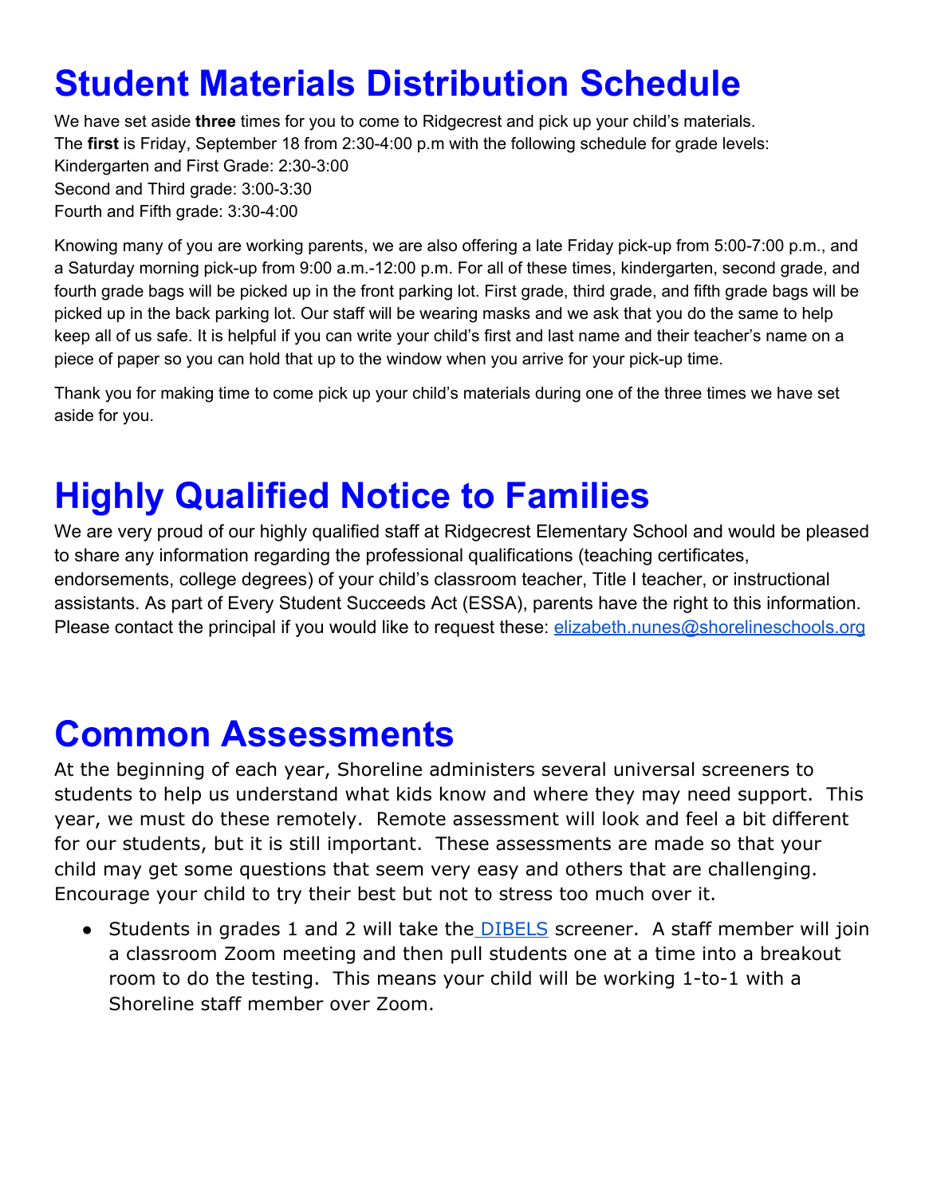# Student Materials Distribution Schedule

We have set aside **three** times for you to come to Ridgecrest and pick up your child's materials.
The **first** is Friday, September 18 from 2:30-4:00 p.m with the following schedule for grade levels:
Kindergarten and First Grade: 2:30-3:00
Second and Third grade: 3:00-3:30
Fourth and Fifth grade: 3:30-4:00

Knowing many of you are working parents, we are also offering a late Friday pick-up from 5:00-7:00 p.m., and a Saturday morning pick-up from 9:00 a.m.-12:00 p.m. For all of these times, kindergarten, second grade, and fourth grade bags will be picked up in the front parking lot. First grade, third grade, and fifth grade bags will be picked up in the back parking lot. Our staff will be wearing masks and we ask that you do the same to help keep all of us safe. It is helpful if you can write your child's first and last name and their teacher's name on a piece of paper so you can hold that up to the window when you arrive for your pick-up time.

Thank you for making time to come pick up your child's materials during one of the three times we have set aside for you.

# Highly Qualified Notice to Families

We are very proud of our highly qualified staff at Ridgecrest Elementary School and would be pleased to share any information regarding the professional qualifications (teaching certificates, endorsements, college degrees) of your child's classroom teacher, Title I teacher, or instructional assistants. As part of Every Student Succeeds Act (ESSA), parents have the right to this information. Please contact the principal if you would like to request these: elizabeth.nunes@shorelineschools.org

# Common Assessments

At the beginning of each year, Shoreline administers several universal screeners to students to help us understand what kids know and where they may need support. This year, we must do these remotely. Remote assessment will look and feel a bit different for our students, but it is still important. These assessments are made so that your child may get some questions that seem very easy and others that are challenging. Encourage your child to try their best but not to stress too much over it.

- Students in grades 1 and 2 will take the DIBELS screener. A staff member will join a classroom Zoom meeting and then pull students one at a time into a breakout room to do the testing. This means your child will be working 1-to-1 with a Shoreline staff member over Zoom.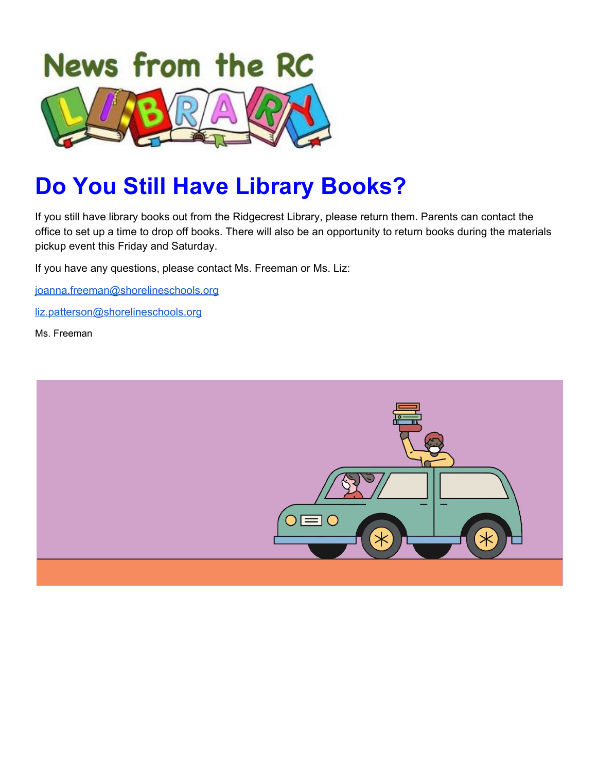News from the RC LIBRARY

# Do You Still Have Library Books?

If you still have library books out from the Ridgecrest Library, please return them. Parents can contact the office to set up a time to drop off books. There will also be an opportunity to return books during the materials pickup event this Friday and Saturday.

If you have any questions, please contact Ms. Freeman or Ms. Liz:

joanna.freeman@shorelineschools.org

liz.patterson@shorelineschools.org

Ms. Freeman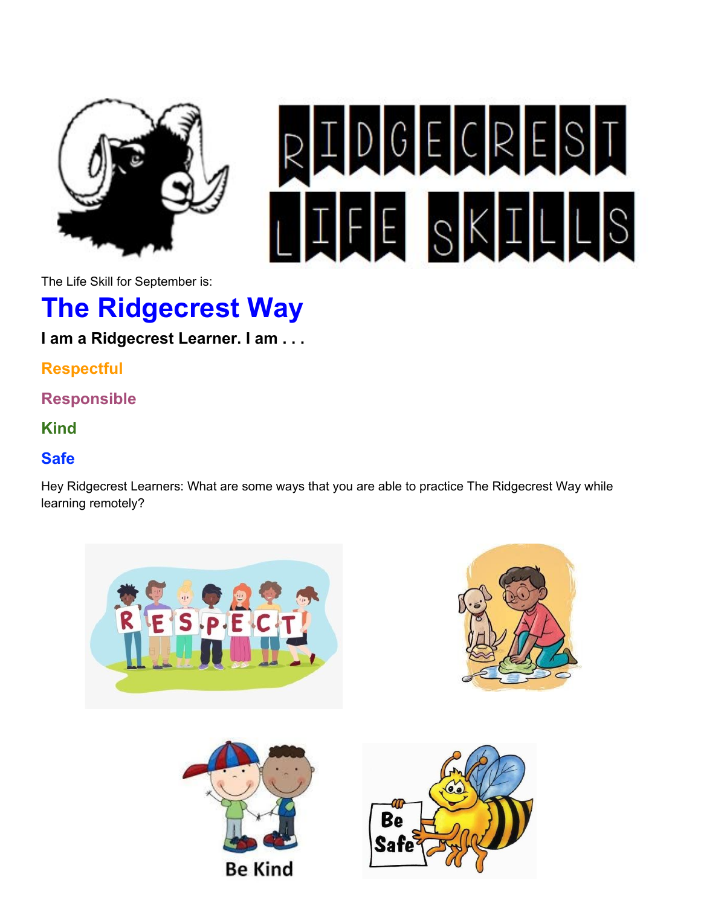RIDGECREST LIFE SKILLS

The Life Skill for September is:

# The Ridgecrest Way

**I am a Ridgecrest Learner. I am . . .**

**Respectful**

**Responsible**

**Kind**

**Safe**

Hey Ridgecrest Learners: What are some ways that you are able to practice The Ridgecrest Way while learning remotely?